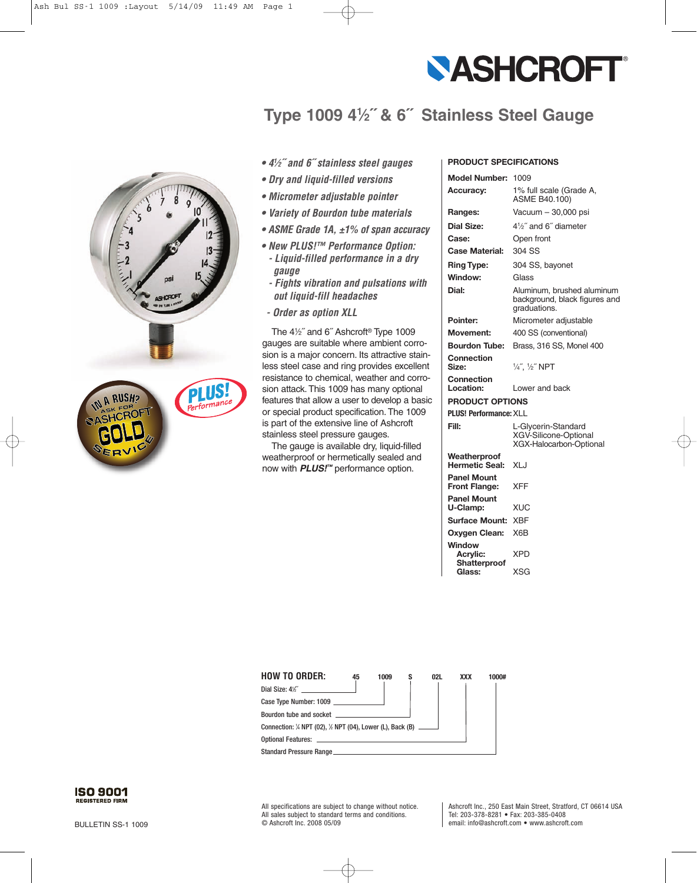# Type 1009 4½˝ & 6˝ Stainless Steel Gauge

- *4½˝ and 6˝ stainless steel gauges*
- *Dry and liquid-filled versions*
- *Micrometer adjustable pointer*
- *Variety of Bourdon tube materials*
- *ASME Grade 1A, ±1% of span accuracy*
- *New PLUS!™ Performance Option:*
  - *Liquid-filled performance in a dry gauge*
  - *Fights vibration and pulsations without liquid-fill headaches*
  - *Order as option XLL*

The 4½˝ and 6˝ Ashcroft® Type 1009 gauges are suitable where ambient corrosion is a major concern. Its attractive stainless steel case and ring provides excellent resistance to chemical, weather and corrosion attack. This 1009 has many optional features that allow a user to develop a basic or special product specification. The 1009 is part of the extensive line of Ashcroft stainless steel pressure gauges.

The gauge is available dry, liquid-filled weatherproof or hermetically sealed and now with ***PLUS!™*** performance option.

## PRODUCT SPECIFICATIONS

| | |
|---|---|
| **Model Number:** | 1009 |
| **Accuracy:** | 1% full scale (Grade A, ASME B40.100) |
| **Ranges:** | Vacuum – 30,000 psi |
| **Dial Size:** | 4½˝ and 6˝ diameter |
| **Case:** | Open front |
| **Case Material:** | 304 SS |
| **Ring Type:** | 304 SS, bayonet |
| **Window:** | Glass |
| **Dial:** | Aluminum, brushed aluminum background, black figures and graduations. |
| **Pointer:** | Micrometer adjustable |
| **Movement:** | 400 SS (conventional) |
| **Bourdon Tube:** | Brass, 316 SS, Monel 400 |
| **Connection Size:** | ¼˝, ½˝ NPT |
| **Connection Location:** | Lower and back |

## PRODUCT OPTIONS

| | |
|---|---|
| **PLUS! Performance:** | XLL |
| **Fill:** | L-Glycerin-Standard<br>XGV-Silicone-Optional<br>XGX-Halocarbon-Optional |
| **Weatherproof Hermetic Seal:** | XLJ |
| **Panel Mount Front Flange:** | XFF |
| **Panel Mount U-Clamp:** | XUC |
| **Surface Mount:** | XBF |
| **Oxygen Clean:** | X6B |
| **Window Acrylic:** | XPD |
| **Shatterproof Glass:** | XSG |

## HOW TO ORDER:

**45 1009 S 02L XXX 1000#**

- Dial Size: 4½˝ — 45
- Case Type Number: 1009 — 1009
- Bourdon tube and socket — S
- Connection: ¼ NPT (02), ½ NPT (04), Lower (L), Back (B) — 02L
- Optional Features: — XXX
- Standard Pressure Range — 1000#

ISO 9001 REGISTERED FIRM

BULLETIN SS-1 1009

All specifications are subject to change without notice.
All sales subject to standard terms and conditions.
© Ashcroft Inc. 2008 05/09

Ashcroft Inc., 250 East Main Street, Stratford, CT 06614 USA
Tel: 203-378-8281 • Fax: 203-385-0408
email: info@ashcroft.com • www.ashcroft.com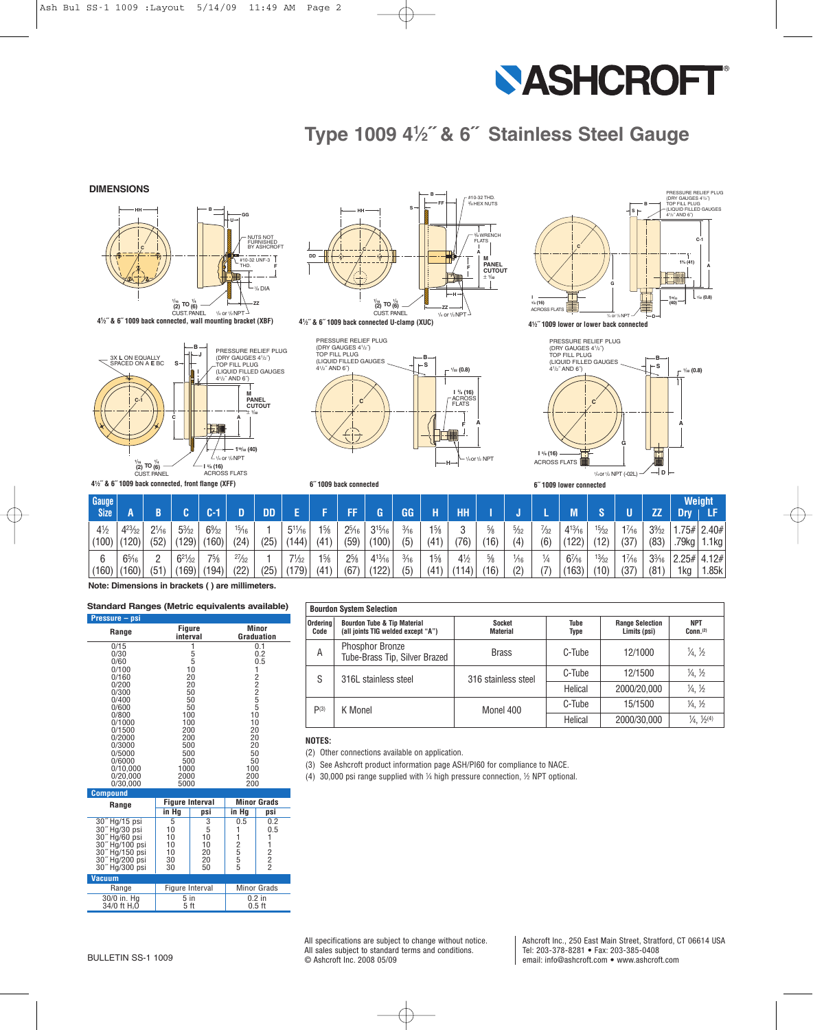# Type 1009 4½″ & 6″ Stainless Steel Gauge

## DIMENSIONS

4½″ & 6″ 1009 back connected, wall mounting bracket (XBF)

4½″ & 6″ 1009 back connected U-clamp (XUC)

4½″ 1009 lower or lower back connected

4½″ & 6″ 1009 back connected, front flange (XFF)

6″ 1009 back connected

6″ 1009 lower connected

| Gauge Size | A | B | C | C-1 | D | DD | E | F | FF | G | GG | H | HH | I | J | L | M | S | U | ZZ | Weight Dry | Weight LF |
|---|---|---|---|---|---|---|---|---|---|---|---|---|---|---|---|---|---|---|---|---|---|---|
| 4½ (100) | 4²³⁄₃₂ (120) | 2¹⁄₁₆ (52) | 5³⁄₃₂ (129) | 6³⁄₃₂ (160) | ¹⁵⁄₁₆ (24) | 1 (25) | 5¹¹⁄₁₆ (144) | 1⅝ (41) | 2⁵⁄₁₆ (59) | 3¹⁵⁄₁₆ (100) | ³⁄₁₆ (5) | 1⅝ (41) | 3 (76) | ⅝ (16) | ⁵⁄₃₂ (4) | ⁷⁄₃₂ (6) | 4¹³⁄₁₆ (122) | ¹⁵⁄₃₂ (12) | 1⁷⁄₁₆ (37) | 3³⁄₃₂ (83) | 1.75# .79kg | 2.40# 1.1kg |
| 6 (160) | 6⁵⁄₁₆ (160) | 2 (51) | 6²¹⁄₃₂ (169) | 7⅝ (194) | ²⁷⁄₃₂ (22) | 1 (25) | 7¹⁄₃₂ (179) | 1⅝ (41) | 2⅝ (67) | 4¹³⁄₁₆ (122) | ³⁄₁₆ (5) | 1⅝ (41) | 4½ (114) | ⅝ (16) | ¹⁄₁₆ (2) | ¼ (7) | 6⁷⁄₁₆ (163) | ¹³⁄₃₂ (10) | 1⁷⁄₁₆ (37) | 3³⁄₁₆ (81) | 2.25# 1kg | 4.12# 1.85k |

**Note: Dimensions in brackets ( ) are millimeters.**

### Standard Ranges (Metric equivalents available)

**Pressure – psi**

| Range | Figure interval | Minor Graduation |
|---|---|---|
| 0/15 | 1 | 0.1 |
| 0/30 | 5 | 0.2 |
| 0/60 | 5 | 0.5 |
| 0/100 | 10 | 1 |
| 0/160 | 20 | 2 |
| 0/200 | 20 | 2 |
| 0/300 | 50 | 2 |
| 0/400 | 50 | 5 |
| 0/600 | 50 | 5 |
| 0/800 | 100 | 10 |
| 0/1000 | 100 | 10 |
| 0/1500 | 200 | 20 |
| 0/2000 | 200 | 20 |
| 0/3000 | 500 | 20 |
| 0/5000 | 500 | 50 |
| 0/6000 | 500 | 50 |
| 0/10,000 | 1000 | 100 |
| 0/20,000 | 2000 | 200 |
| 0/30,000 | 5000 | 200 |

**Compound**

| Range | Figure Interval in Hg | Figure Interval psi | Minor Grads in Hg | Minor Grads psi |
|---|---|---|---|---|
| 30″ Hg/15 psi | 5 | 3 | 0.5 | 0.2 |
| 30″ Hg/30 psi | 10 | 5 | 1 | 0.5 |
| 30″ Hg/60 psi | 10 | 10 | 1 | 1 |
| 30″ Hg/100 psi | 10 | 10 | 2 | 1 |
| 30″ Hg/150 psi | 10 | 20 | 5 | 2 |
| 30″ Hg/200 psi | 30 | 20 | 5 | 2 |
| 30″ Hg/300 psi | 30 | 50 | 5 | 2 |

**Vacuum**

| Range | Figure Interval | Minor Grads |
|---|---|---|
| 30/0 in. Hg | 5 in | 0.2 in |
| 34/0 ft $H_2O$ | 5 ft | 0.5 ft |

### Bourdon System Selection

| Ordering Code | Bourdon Tube & Tip Material (all joints TIG welded except "A") | Socket Material | Tube Type | Range Selection Limits (psi) | NPT Conn.[2] |
|---|---|---|---|---|---|
| A | Phosphor Bronze Tube-Brass Tip, Silver Brazed | Brass | C-Tube | 12/1000 | ¼, ½ |
| S | 316L stainless steel | 316 stainless steel | C-Tube | 12/1500 | ¼, ½ |
| | | | Helical | 2000/20,000 | ¼, ½ |
| P[3] | K Monel | Monel 400 | C-Tube | 15/1500 | ¼, ½ |
| | | | Helical | 2000/30,000 | ¼, ½[4] |

**NOTES:**

(2) Other connections available on application.

(3) See Ashcroft product information page ASH/PI60 for compliance to NACE.

(4) 30,000 psi range supplied with ¼ high pressure connection, ½ NPT optional.

BULLETIN SS-1 1009

All specifications are subject to change without notice.
All sales subject to standard terms and conditions.
© Ashcroft Inc. 2008 05/09

Ashcroft Inc., 250 East Main Street, Stratford, CT 06614 USA
Tel: 203-378-8281 • Fax: 203-385-0408
email: info@ashcroft.com • www.ashcroft.com